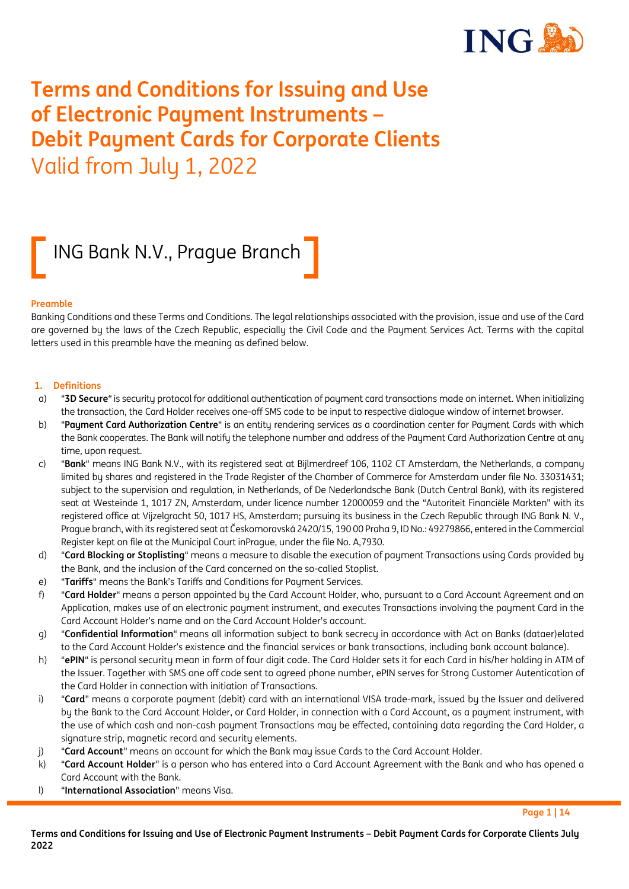# Terms and Conditions for Issuing and Use of Electronic Payment Instruments – Debit Payment Cards for Corporate Clients

Valid from July 1, 2022

## ING Bank N.V., Prague Branch

### Preamble

Banking Conditions and these Terms and Conditions. The legal relationships associated with the provision, issue and use of the Card are governed by the laws of the Czech Republic, especially the Civil Code and the Payment Services Act. Terms with the capital letters used in this preamble have the meaning as defined below.

### 1. Definitions

a) "**3D Secure**" is security protocol for additional authentication of payment card transactions made on internet. When initializing the transaction, the Card Holder receives one-off SMS code to be input to respective dialogue window of internet browser.

b) "**Payment Card Authorization Centre**" is an entity rendering services as a coordination center for Payment Cards with which the Bank cooperates. The Bank will notify the telephone number and address of the Payment Card Authorization Centre at any time, upon request.

c) "**Bank**" means ING Bank N.V., with its registered seat at Bijlmerdreef 106, 1102 CT Amsterdam, the Netherlands, a company limited by shares and registered in the Trade Register of the Chamber of Commerce for Amsterdam under file No. 33031431; subject to the supervision and regulation, in Netherlands, of De Nederlandsche Bank (Dutch Central Bank), with its registered seat at Westeinde 1, 1017 ZN, Amsterdam, under licence number 12000059 and the "Autoriteit Financiële Markten" with its registered office at Vijzelgracht 50, 1017 HS, Amsterdam; pursuing its business in the Czech Republic through ING Bank N. V., Prague branch, with its registered seat at Českomoravská 2420/15, 190 00 Praha 9, ID No.: 49279866, entered in the Commercial Register kept on file at the Municipal Court inPrague, under the file No. A,7930.

d) "**Card Blocking or Stoplisting**" means a measure to disable the execution of payment Transactions using Cards provided by the Bank, and the inclusion of the Card concerned on the so-called Stoplist.

e) "**Tariffs**" means the Bank's Tariffs and Conditions for Payment Services.

f) "**Card Holder**" means a person appointed by the Card Account Holder, who, pursuant to a Card Account Agreement and an Application, makes use of an electronic payment instrument, and executes Transactions involving the payment Card in the Card Account Holder's name and on the Card Account Holder's account.

g) "**Confidential Information**" means all information subject to bank secrecy in accordance with Act on Banks (dataer)elated to the Card Account Holder's existence and the financial services or bank transactions, including bank account balance).

h) "**ePIN**" is personal security mean in form of four digit code. The Card Holder sets it for each Card in his/her holding in ATM of the Issuer. Together with SMS one off code sent to agreed phone number, ePIN serves for Strong Customer Autentication of the Card Holder in connection with initiation of Transactions.

i) "**Card**" means a corporate payment (debit) card with an international VISA trade-mark, issued by the Issuer and delivered by the Bank to the Card Account Holder, or Card Holder, in connection with a Card Account, as a payment instrument, with the use of which cash and non-cash payment Transactions may be effected, containing data regarding the Card Holder, a signature strip, magnetic record and security elements.

j) "**Card Account**" means an account for which the Bank may issue Cards to the Card Account Holder.

k) "**Card Account Holder**" is a person who has entered into a Card Account Agreement with the Bank and who has opened a Card Account with the Bank.

l) "**International Association**" means Visa.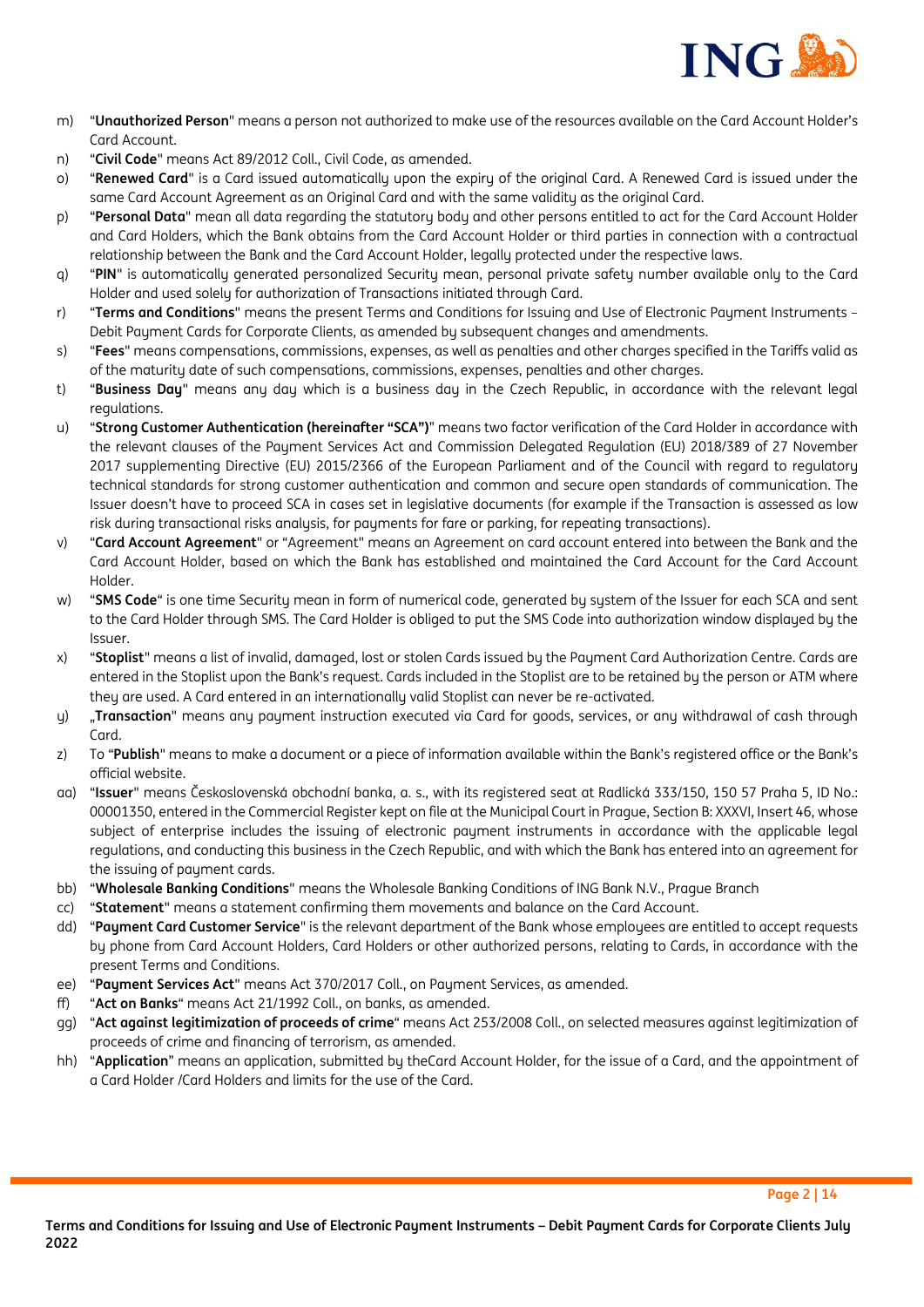m) "**Unauthorized Person**" means a person not authorized to make use of the resources available on the Card Account Holder's Card Account.

n) "**Civil Code**" means Act 89/2012 Coll., Civil Code, as amended.

o) "**Renewed Card**" is a Card issued automatically upon the expiry of the original Card. A Renewed Card is issued under the same Card Account Agreement as an Original Card and with the same validity as the original Card.

p) "**Personal Data**" mean all data regarding the statutory body and other persons entitled to act for the Card Account Holder and Card Holders, which the Bank obtains from the Card Account Holder or third parties in connection with a contractual relationship between the Bank and the Card Account Holder, legally protected under the respective laws.

q) "**PIN**" is automatically generated personalized Security mean, personal private safety number available only to the Card Holder and used solely for authorization of Transactions initiated through Card.

r) "**Terms and Conditions**" means the present Terms and Conditions for Issuing and Use of Electronic Payment Instruments – Debit Payment Cards for Corporate Clients, as amended by subsequent changes and amendments.

s) "**Fees**" means compensations, commissions, expenses, as well as penalties and other charges specified in the Tariffs valid as of the maturity date of such compensations, commissions, expenses, penalties and other charges.

t) "**Business Day**" means any day which is a business day in the Czech Republic, in accordance with the relevant legal regulations.

u) "**Strong Customer Authentication (hereinafter "SCA")**" means two factor verification of the Card Holder in accordance with the relevant clauses of the Payment Services Act and Commission Delegated Regulation (EU) 2018/389 of 27 November 2017 supplementing Directive (EU) 2015/2366 of the European Parliament and of the Council with regard to regulatory technical standards for strong customer authentication and common and secure open standards of communication. The Issuer doesn't have to proceed SCA in cases set in legislative documents (for example if the Transaction is assessed as low risk during transactional risks analysis, for payments for fare or parking, for repeating transactions).

v) "**Card Account Agreement**" or "Agreement" means an Agreement on card account entered into between the Bank and the Card Account Holder, based on which the Bank has established and maintained the Card Account for the Card Account Holder.

w) "**SMS Code**" is one time Security mean in form of numerical code, generated by system of the Issuer for each SCA and sent to the Card Holder through SMS. The Card Holder is obliged to put the SMS Code into authorization window displayed by the Issuer.

x) "**Stoplist**" means a list of invalid, damaged, lost or stolen Cards issued by the Payment Card Authorization Centre. Cards are entered in the Stoplist upon the Bank's request. Cards included in the Stoplist are to be retained by the person or ATM where they are used. A Card entered in an internationally valid Stoplist can never be re-activated.

y) „**Transaction**" means any payment instruction executed via Card for goods, services, or any withdrawal of cash through Card.

z) To "**Publish**" means to make a document or a piece of information available within the Bank's registered office or the Bank's official website.

aa) "**Issuer**" means Československá obchodní banka, a. s., with its registered seat at Radlická 333/150, 150 57 Praha 5, ID No.: 00001350, entered in the Commercial Register kept on file at the Municipal Court in Prague, Section B: XXXVI, Insert 46, whose subject of enterprise includes the issuing of electronic payment instruments in accordance with the applicable legal regulations, and conducting this business in the Czech Republic, and with which the Bank has entered into an agreement for the issuing of payment cards.

bb) "**Wholesale Banking Conditions**" means the Wholesale Banking Conditions of ING Bank N.V., Prague Branch

cc) "**Statement**" means a statement confirming them movements and balance on the Card Account.

dd) "**Payment Card Customer Service**" is the relevant department of the Bank whose employees are entitled to accept requests by phone from Card Account Holders, Card Holders or other authorized persons, relating to Cards, in accordance with the present Terms and Conditions.

ee) "**Payment Services Act**" means Act 370/2017 Coll., on Payment Services, as amended.

ff) "**Act on Banks**" means Act 21/1992 Coll., on banks, as amended.

gg) "**Act against legitimization of proceeds of crime**" means Act 253/2008 Coll., on selected measures against legitimization of proceeds of crime and financing of terrorism, as amended.

hh) "**Application**" means an application, submitted by theCard Account Holder, for the issue of a Card, and the appointment of a Card Holder /Card Holders and limits for the use of the Card.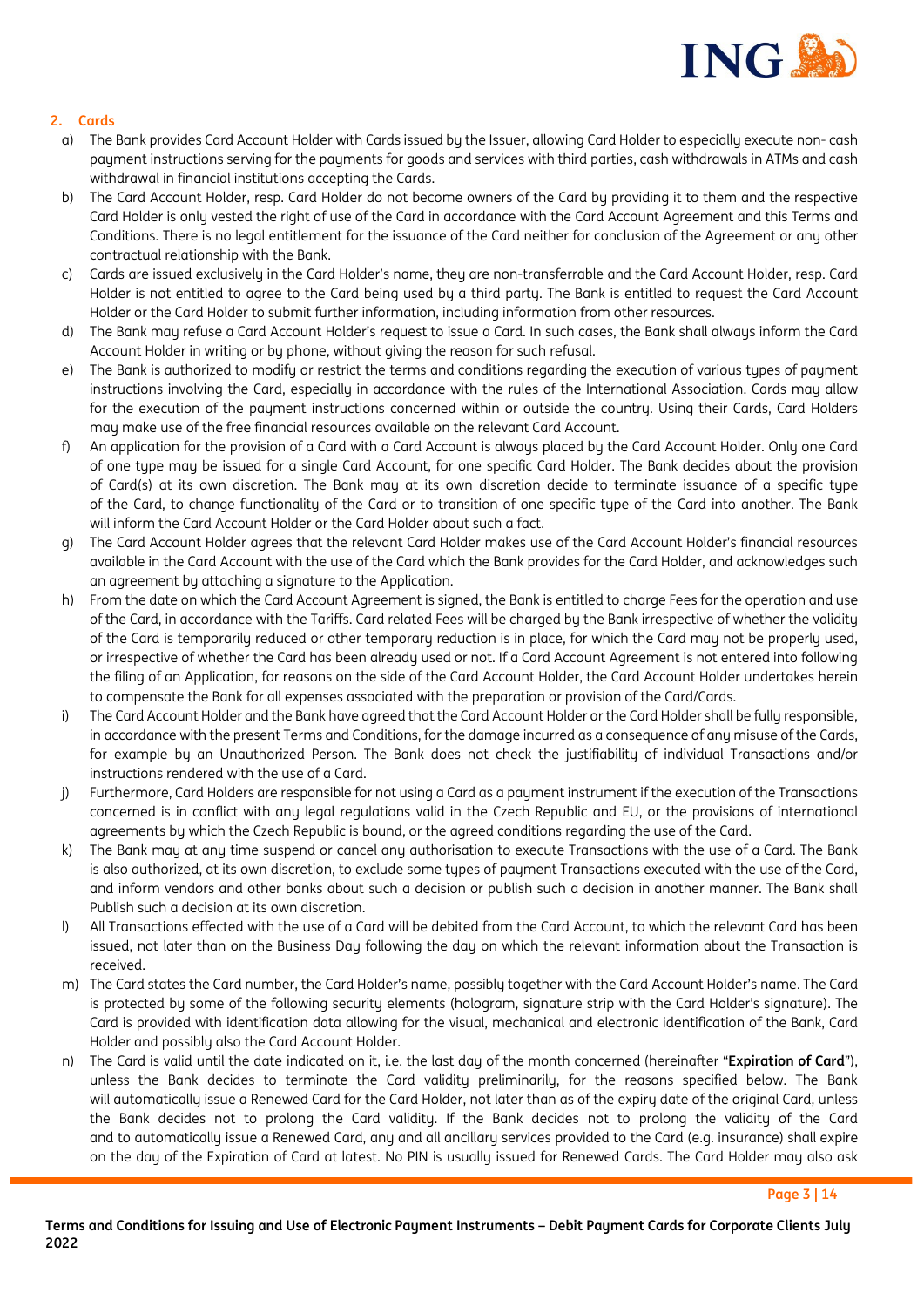## 2. Cards

a) The Bank provides Card Account Holder with Cards issued by the Issuer, allowing Card Holder to especially execute non- cash payment instructions serving for the payments for goods and services with third parties, cash withdrawals in ATMs and cash withdrawal in financial institutions accepting the Cards.

b) The Card Account Holder, resp. Card Holder do not become owners of the Card by providing it to them and the respective Card Holder is only vested the right of use of the Card in accordance with the Card Account Agreement and this Terms and Conditions. There is no legal entitlement for the issuance of the Card neither for conclusion of the Agreement or any other contractual relationship with the Bank.

c) Cards are issued exclusively in the Card Holder's name, they are non-transferrable and the Card Account Holder, resp. Card Holder is not entitled to agree to the Card being used by a third party. The Bank is entitled to request the Card Account Holder or the Card Holder to submit further information, including information from other resources.

d) The Bank may refuse a Card Account Holder's request to issue a Card. In such cases, the Bank shall always inform the Card Account Holder in writing or by phone, without giving the reason for such refusal.

e) The Bank is authorized to modify or restrict the terms and conditions regarding the execution of various types of payment instructions involving the Card, especially in accordance with the rules of the International Association. Cards may allow for the execution of the payment instructions concerned within or outside the country. Using their Cards, Card Holders may make use of the free financial resources available on the relevant Card Account.

f) An application for the provision of a Card with a Card Account is always placed by the Card Account Holder. Only one Card of one type may be issued for a single Card Account, for one specific Card Holder. The Bank decides about the provision of Card(s) at its own discretion. The Bank may at its own discretion decide to terminate issuance of a specific type of the Card, to change functionality of the Card or to transition of one specific type of the Card into another. The Bank will inform the Card Account Holder or the Card Holder about such a fact.

g) The Card Account Holder agrees that the relevant Card Holder makes use of the Card Account Holder's financial resources available in the Card Account with the use of the Card which the Bank provides for the Card Holder, and acknowledges such an agreement by attaching a signature to the Application.

h) From the date on which the Card Account Agreement is signed, the Bank is entitled to charge Fees for the operation and use of the Card, in accordance with the Tariffs. Card related Fees will be charged by the Bank irrespective of whether the validity of the Card is temporarily reduced or other temporary reduction is in place, for which the Card may not be properly used, or irrespective of whether the Card has been already used or not. If a Card Account Agreement is not entered into following the filing of an Application, for reasons on the side of the Card Account Holder, the Card Account Holder undertakes herein to compensate the Bank for all expenses associated with the preparation or provision of the Card/Cards.

i) The Card Account Holder and the Bank have agreed that the Card Account Holder or the Card Holder shall be fully responsible, in accordance with the present Terms and Conditions, for the damage incurred as a consequence of any misuse of the Cards, for example by an Unauthorized Person. The Bank does not check the justifiability of individual Transactions and/or instructions rendered with the use of a Card.

j) Furthermore, Card Holders are responsible for not using a Card as a payment instrument if the execution of the Transactions concerned is in conflict with any legal regulations valid in the Czech Republic and EU, or the provisions of international agreements by which the Czech Republic is bound, or the agreed conditions regarding the use of the Card.

k) The Bank may at any time suspend or cancel any authorisation to execute Transactions with the use of a Card. The Bank is also authorized, at its own discretion, to exclude some types of payment Transactions executed with the use of the Card, and inform vendors and other banks about such a decision or publish such a decision in another manner. The Bank shall Publish such a decision at its own discretion.

l) All Transactions effected with the use of a Card will be debited from the Card Account, to which the relevant Card has been issued, not later than on the Business Day following the day on which the relevant information about the Transaction is received.

m) The Card states the Card number, the Card Holder's name, possibly together with the Card Account Holder's name. The Card is protected by some of the following security elements (hologram, signature strip with the Card Holder's signature). The Card is provided with identification data allowing for the visual, mechanical and electronic identification of the Bank, Card Holder and possibly also the Card Account Holder.

n) The Card is valid until the date indicated on it, i.e. the last day of the month concerned (hereinafter "**Expiration of Card**"), unless the Bank decides to terminate the Card validity preliminarily, for the reasons specified below. The Bank will automatically issue a Renewed Card for the Card Holder, not later than as of the expiry date of the original Card, unless the Bank decides not to prolong the Card validity. If the Bank decides not to prolong the validity of the Card and to automatically issue a Renewed Card, any and all ancillary services provided to the Card (e.g. insurance) shall expire on the day of the Expiration of Card at latest. No PIN is usually issued for Renewed Cards. The Card Holder may also ask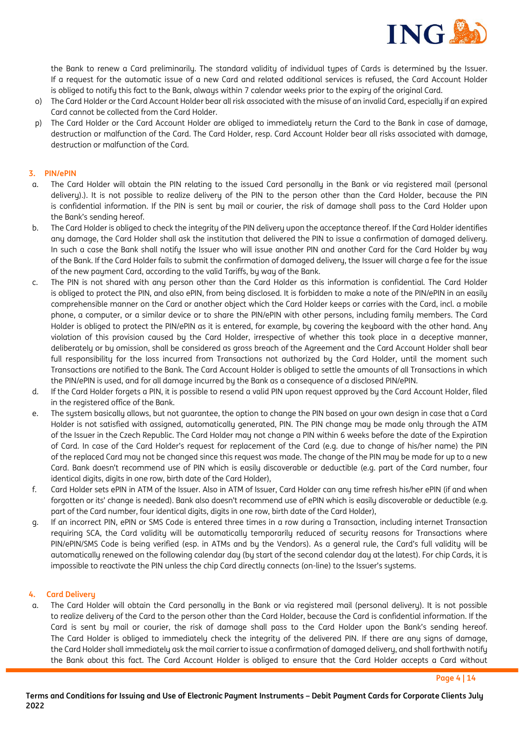the Bank to renew a Card preliminarily. The standard validity of individual types of Cards is determined by the Issuer. If a request for the automatic issue of a new Card and related additional services is refused, the Card Account Holder is obliged to notify this fact to the Bank, always within 7 calendar weeks prior to the expiry of the original Card.

o) The Card Holder or the Card Account Holder bear all risk associated with the misuse of an invalid Card, especially if an expired Card cannot be collected from the Card Holder.

p) The Card Holder or the Card Account Holder are obliged to immediately return the Card to the Bank in case of damage, destruction or malfunction of the Card. The Card Holder, resp. Card Account Holder bear all risks associated with damage, destruction or malfunction of the Card.

### 3. PIN/ePIN

a. The Card Holder will obtain the PIN relating to the issued Card personally in the Bank or via registered mail (personal delivery).). It is not possible to realize delivery of the PIN to the person other than the Card Holder, because the PIN is confidential information. If the PIN is sent by mail or courier, the risk of damage shall pass to the Card Holder upon the Bank's sending hereof.

b. The Card Holder is obliged to check the integrity of the PIN delivery upon the acceptance thereof. If the Card Holder identifies any damage, the Card Holder shall ask the institution that delivered the PIN to issue a confirmation of damaged delivery. In such a case the Bank shall notify the Issuer who will issue another PIN and another Card for the Card Holder by way of the Bank. If the Card Holder fails to submit the confirmation of damaged delivery, the Issuer will charge a fee for the issue of the new payment Card, according to the valid Tariffs, by way of the Bank.

c. The PIN is not shared with any person other than the Card Holder as this information is confidential. The Card Holder is obliged to protect the PIN, and also ePIN, from being disclosed. It is forbidden to make a note of the PIN/ePIN in an easily comprehensible manner on the Card or another object which the Card Holder keeps or carries with the Card, incl. a mobile phone, a computer, or a similar device or to share the PIN/ePIN with other persons, including family members. The Card Holder is obliged to protect the PIN/ePIN as it is entered, for example, by covering the keyboard with the other hand. Any violation of this provision caused by the Card Holder, irrespective of whether this took place in a deceptive manner, deliberately or by omission, shall be considered as gross breach of the Agreement and the Card Account Holder shall bear full responsibility for the loss incurred from Transactions not authorized by the Card Holder, until the moment such Transactions are notified to the Bank. The Card Account Holder is obliged to settle the amounts of all Transactions in which the PIN/ePIN is used, and for all damage incurred by the Bank as a consequence of a disclosed PIN/ePIN.

d. If the Card Holder forgets a PIN, it is possible to resend a valid PIN upon request approved by the Card Account Holder, filed in the registered office of the Bank.

e. The system basically allows, but not guarantee, the option to change the PIN based on your own design in case that a Card Holder is not satisfied with assigned, automatically generated, PIN. The PIN change may be made only through the ATM of the Issuer in the Czech Republic. The Card Holder may not change a PIN within 6 weeks before the date of the Expiration of Card. In case of the Card Holder's request for replacement of the Card (e.g. due to change of his/her name) the PIN of the replaced Card may not be changed since this request was made. The change of the PIN may be made for up to a new Card. Bank doesn't recommend use of PIN which is easily discoverable or deductible (e.g. part of the Card number, four identical digits, digits in one row, birth date of the Card Holder),

f. Card Holder sets ePIN in ATM of the Issuer. Also in ATM of Issuer, Card Holder can any time refresh his/her ePIN (if and when forgotten or its' change is needed). Bank also doesn't recommend use of ePIN which is easily discoverable or deductible (e.g. part of the Card number, four identical digits, digits in one row, birth date of the Card Holder),

g. If an incorrect PIN, ePIN or SMS Code is entered three times in a row during a Transaction, including internet Transaction requiring SCA, the Card validity will be automatically temporarily reduced of security reasons for Transactions where PIN/ePIN/SMS Code is being verified (esp. in ATMs and by the Vendors). As a general rule, the Card's full validity will be automatically renewed on the following calendar day (by start of the second calendar day at the latest). For chip Cards, it is impossible to reactivate the PIN unless the chip Card directly connects (on-line) to the Issuer's systems.

### 4. Card Delivery

a. The Card Holder will obtain the Card personally in the Bank or via registered mail (personal delivery). It is not possible to realize delivery of the Card to the person other than the Card Holder, because the Card is confidential information. If the Card is sent by mail or courier, the risk of damage shall pass to the Card Holder upon the Bank's sending hereof. The Card Holder is obliged to immediately check the integrity of the delivered PIN. If there are any signs of damage, the Card Holder shall immediately ask the mail carrier to issue a confirmation of damaged delivery, and shall forthwith notify the Bank about this fact. The Card Account Holder is obliged to ensure that the Card Holder accepts a Card without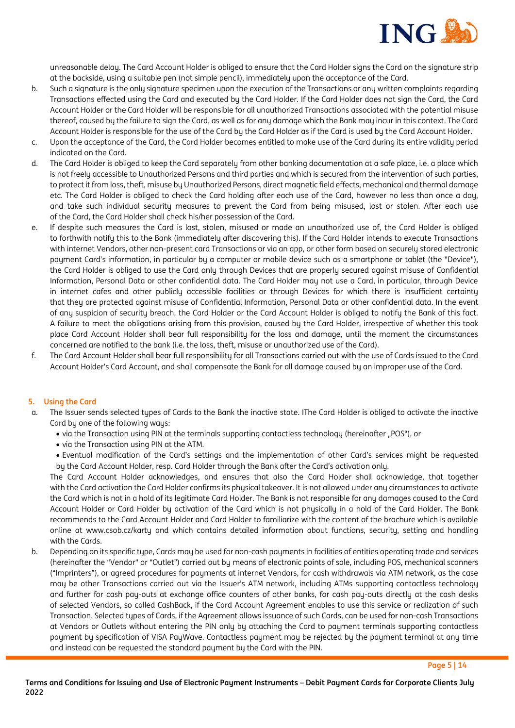unreasonable delay. The Card Account Holder is obliged to ensure that the Card Holder signs the Card on the signature strip at the backside, using a suitable pen (not simple pencil), immediately upon the acceptance of the Card.

b. Such a signature is the only signature specimen upon the execution of the Transactions or any written complaints regarding Transactions effected using the Card and executed by the Card Holder. If the Card Holder does not sign the Card, the Card Account Holder or the Card Holder will be responsible for all unauthorized Transactions associated with the potential misuse thereof, caused by the failure to sign the Card, as well as for any damage which the Bank may incur in this context. The Card Account Holder is responsible for the use of the Card by the Card Holder as if the Card is used by the Card Account Holder.

c. Upon the acceptance of the Card, the Card Holder becomes entitled to make use of the Card during its entire validity period indicated on the Card.

d. The Card Holder is obliged to keep the Card separately from other banking documentation at a safe place, i.e. a place which is not freely accessible to Unauthorized Persons and third parties and which is secured from the intervention of such parties, to protect it from loss, theft, misuse by Unauthorized Persons, direct magnetic field effects, mechanical and thermal damage etc. The Card Holder is obliged to check the Card holding after each use of the Card, however no less than once a day, and take such individual security measures to prevent the Card from being misused, lost or stolen. After each use of the Card, the Card Holder shall check his/her possession of the Card.

e. If despite such measures the Card is lost, stolen, misused or made an unauthorized use of, the Card Holder is obliged to forthwith notify this to the Bank (immediately after discovering this). If the Card Holder intends to execute Transactions with internet Vendors, other non-present card Transactions or via an app, or other form based on securely stored electronic payment Card's information, in particular by a computer or mobile device such as a smartphone or tablet (the "Device"), the Card Holder is obliged to use the Card only through Devices that are properly secured against misuse of Confidential Information, Personal Data or other confidential data. The Card Holder may not use a Card, in particular, through Device in internet cafes and other publicly accessible facilities or through Devices for which there is insufficient certainty that they are protected against misuse of Confidential Information, Personal Data or other confidential data. In the event of any suspicion of security breach, the Card Holder or the Card Account Holder is obliged to notify the Bank of this fact. A failure to meet the obligations arising from this provision, caused by the Card Holder, irrespective of whether this took place Card Account Holder shall bear full responsibility for the loss and damage, until the moment the circumstances concerned are notified to the bank (i.e. the loss, theft, misuse or unauthorized use of the Card).

f. The Card Account Holder shall bear full responsibility for all Transactions carried out with the use of Cards issued to the Card Account Holder's Card Account, and shall compensate the Bank for all damage caused by an improper use of the Card.

## 5. Using the Card

a. The Issuer sends selected types of Cards to the Bank the inactive state. IThe Card Holder is obliged to activate the inactive Card by one of the following ways:

- via the Transaction using PIN at the terminals supporting contactless technology (hereinafter „POS"), or
- via the Transaction using PIN at the ATM.
- Eventual modification of the Card's settings and the implementation of other Card's services might be requested by the Card Account Holder, resp. Card Holder through the Bank after the Card's activation only.

The Card Account Holder acknowledges, and ensures that also the Card Holder shall acknowledge, that together with the Card activation the Card Holder confirms its physical takeover. It is not allowed under any circumstances to activate the Card which is not in a hold of its legitimate Card Holder. The Bank is not responsible for any damages caused to the Card Account Holder or Card Holder by activation of the Card which is not physically in a hold of the Card Holder. The Bank recommends to the Card Account Holder and Card Holder to familiarize with the content of the brochure which is available online at www.csob.cz/karty and which contains detailed information about functions, security, setting and handling with the Cards.

b. Depending on its specific type, Cards may be used for non-cash payments in facilities of entities operating trade and services (hereinafter the "Vendor" or "Outlet") carried out by means of electronic points of sale, including POS, mechanical scanners ("Imprinters"), or agreed procedures for payments at internet Vendors, for cash withdrawals via ATM network, as the case may be other Transactions carried out via the Issuer's ATM network, including ATMs supporting contactless technology and further for cash pay-outs at exchange office counters of other banks, for cash pay-outs directly at the cash desks of selected Vendors, so called CashBack, if the Card Account Agreement enables to use this service or realization of such Transaction. Selected types of Cards, if the Agreement allows issuance of such Cards, can be used for non-cash Transactions at Vendors or Outlets without entering the PIN only by attaching the Card to payment terminals supporting contactless payment by specification of VISA PayWave. Contactless payment may be rejected by the payment terminal at any time and instead can be requested the standard payment by the Card with the PIN.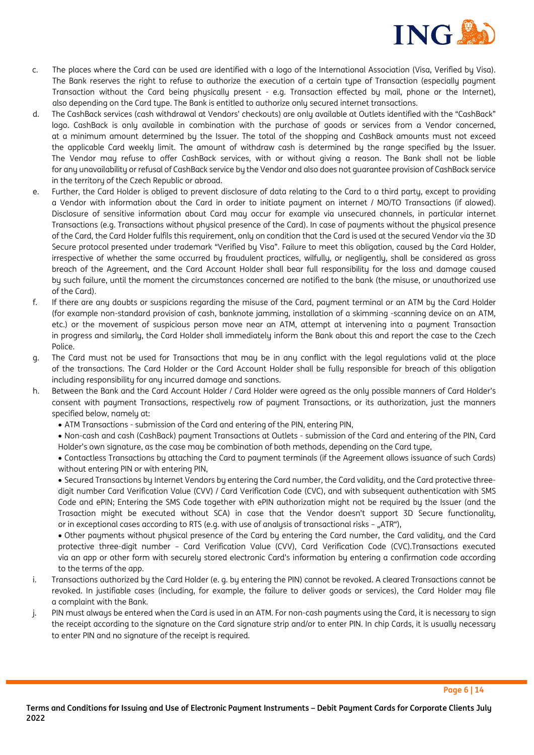c. The places where the Card can be used are identified with a logo of the International Association (Visa, Verified by Visa). The Bank reserves the right to refuse to authorize the execution of a certain type of Transaction (especially payment Transaction without the Card being physically present - e.g. Transaction effected by mail, phone or the Internet), also depending on the Card type. The Bank is entitled to authorize only secured internet transactions.

d. The CashBack services (cash withdrawal at Vendors' checkouts) are only available at Outlets identified with the "CashBack" logo. CashBack is only available in combination with the purchase of goods or services from a Vendor concerned, at a minimum amount determined by the Issuer. The total of the shopping and CashBack amounts must not exceed the applicable Card weekly limit. The amount of withdraw cash is determined by the range specified by the Issuer. The Vendor may refuse to offer CashBack services, with or without giving a reason. The Bank shall not be liable for any unavailability or refusal of CashBack service by the Vendor and also does not guarantee provision of CashBack service in the territory of the Czech Republic or abroad.

e. Further, the Card Holder is obliged to prevent disclosure of data relating to the Card to a third party, except to providing a Vendor with information about the Card in order to initiate payment on internet / MO/TO Transactions (if alowed). Disclosure of sensitive information about Card may occur for example via unsecured channels, in particular internet Transactions (e.g. Transactions without physical presence of the Card). In case of payments without the physical presence of the Card, the Card Holder fulfils this requirement, only on condition that the Card is used at the secured Vendor via the 3D Secure protocol presented under trademark "Verified by Visa". Failure to meet this obligation, caused by the Card Holder, irrespective of whether the same occurred by fraudulent practices, wilfully, or negligently, shall be considered as gross breach of the Agreement, and the Card Account Holder shall bear full responsibility for the loss and damage caused by such failure, until the moment the circumstances concerned are notified to the bank (the misuse, or unauthorized use of the Card).

f. If there are any doubts or suspicions regarding the misuse of the Card, payment terminal or an ATM by the Card Holder (for example non-standard provision of cash, banknote jamming, installation of a skimming -scanning device on an ATM, etc.) or the movement of suspicious person move near an ATM, attempt at intervening into a payment Transaction in progress and similarly, the Card Holder shall immediately inform the Bank about this and report the case to the Czech Police.

g. The Card must not be used for Transactions that may be in any conflict with the legal regulations valid at the place of the transactions. The Card Holder or the Card Account Holder shall be fully responsible for breach of this obligation including responsibility for any incurred damage and sanctions.

h. Between the Bank and the Card Account Holder / Card Holder were agreed as the only possible manners of Card Holder's consent with payment Transactions, respectively row of payment Transactions, or its authorization, just the manners specified below, namely at:
   - ATM Transactions - submission of the Card and entering of the PIN, entering PIN,
   - Non-cash and cash (CashBack) payment Transactions at Outlets - submission of the Card and entering of the PIN, Card Holder's own signature, as the case may be combination of both methods, depending on the Card type,
   - Contactless Transactions by attaching the Card to payment terminals (if the Agreement allows issuance of such Cards) without entering PIN or with entering PIN,
   - Secured Transactions by Internet Vendors by entering the Card number, the Card validity, and the Card protective three-digit number Card Verification Value (CVV) / Card Verification Code (CVC), and with subsequent authentication with SMS Code and ePIN; Entering the SMS Code together with ePIN authorization might not be required by the Issuer (and the Trasaction might be executed without SCA) in case that the Vendor doesn't support 3D Secure functionality, or in exceptional cases according to RTS (e.g. with use of analysis of transactional risks – „ATR"),
   - Other payments without physical presence of the Card by entering the Card number, the Card validity, and the Card protective three-digit number – Card Verification Value (CVV), Card Verification Code (CVC).Transactions executed via an app or other form with securely stored electronic Card's information by entering a confirmation code according to the terms of the app.

i. Transactions authorized by the Card Holder (e. g. by entering the PIN) cannot be revoked. A cleared Transactions cannot be revoked. In justifiable cases (including, for example, the failure to deliver goods or services), the Card Holder may file a complaint with the Bank.

j. PIN must always be entered when the Card is used in an ATM. For non-cash payments using the Card, it is necessary to sign the receipt according to the signature on the Card signature strip and/or to enter PIN. In chip Cards, it is usually necessary to enter PIN and no signature of the receipt is required.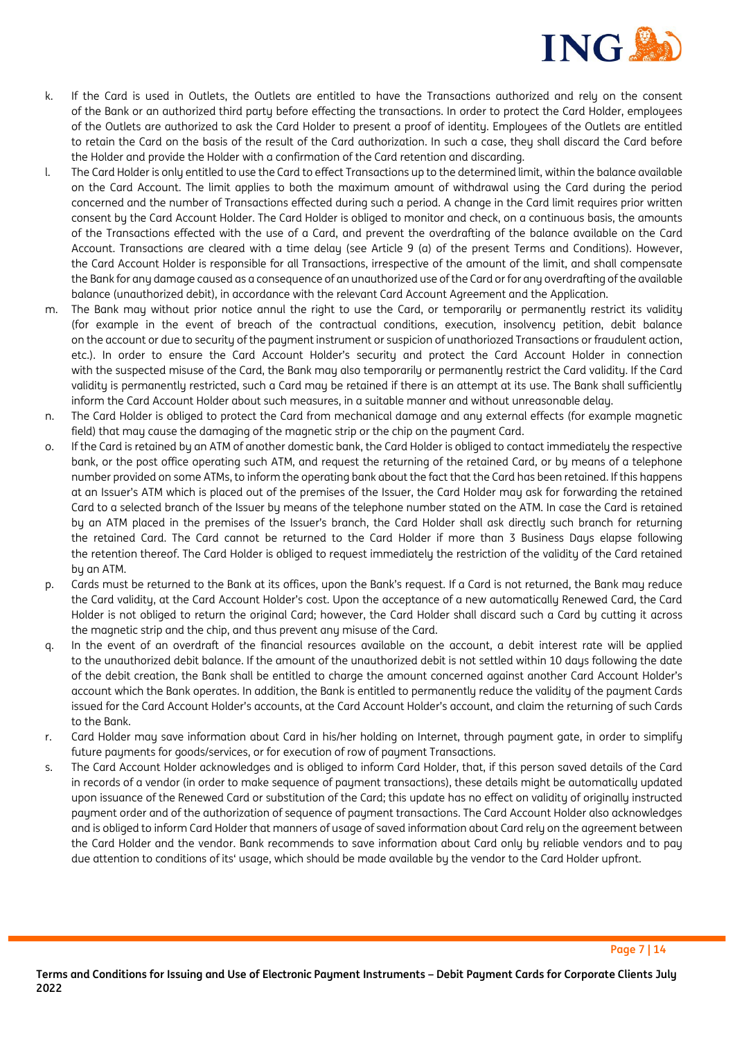k. If the Card is used in Outlets, the Outlets are entitled to have the Transactions authorized and rely on the consent of the Bank or an authorized third party before effecting the transactions. In order to protect the Card Holder, employees of the Outlets are authorized to ask the Card Holder to present a proof of identity. Employees of the Outlets are entitled to retain the Card on the basis of the result of the Card authorization. In such a case, they shall discard the Card before the Holder and provide the Holder with a confirmation of the Card retention and discarding.

l. The Card Holder is only entitled to use the Card to effect Transactions up to the determined limit, within the balance available on the Card Account. The limit applies to both the maximum amount of withdrawal using the Card during the period concerned and the number of Transactions effected during such a period. A change in the Card limit requires prior written consent by the Card Account Holder. The Card Holder is obliged to monitor and check, on a continuous basis, the amounts of the Transactions effected with the use of a Card, and prevent the overdrafting of the balance available on the Card Account. Transactions are cleared with a time delay (see Article 9 (a) of the present Terms and Conditions). However, the Card Account Holder is responsible for all Transactions, irrespective of the amount of the limit, and shall compensate the Bank for any damage caused as a consequence of an unauthorized use of the Card or for any overdrafting of the available balance (unauthorized debit), in accordance with the relevant Card Account Agreement and the Application.

m. The Bank may without prior notice annul the right to use the Card, or temporarily or permanently restrict its validity (for example in the event of breach of the contractual conditions, execution, insolvency petition, debit balance on the account or due to security of the payment instrument or suspicion of unathoriozed Transactions or fraudulent action, etc.). In order to ensure the Card Account Holder's security and protect the Card Account Holder in connection with the suspected misuse of the Card, the Bank may also temporarily or permanently restrict the Card validity. If the Card validity is permanently restricted, such a Card may be retained if there is an attempt at its use. The Bank shall sufficiently inform the Card Account Holder about such measures, in a suitable manner and without unreasonable delay.

n. The Card Holder is obliged to protect the Card from mechanical damage and any external effects (for example magnetic field) that may cause the damaging of the magnetic strip or the chip on the payment Card.

o. If the Card is retained by an ATM of another domestic bank, the Card Holder is obliged to contact immediately the respective bank, or the post office operating such ATM, and request the returning of the retained Card, or by means of a telephone number provided on some ATMs, to inform the operating bank about the fact that the Card has been retained. If this happens at an Issuer's ATM which is placed out of the premises of the Issuer, the Card Holder may ask for forwarding the retained Card to a selected branch of the Issuer by means of the telephone number stated on the ATM. In case the Card is retained by an ATM placed in the premises of the Issuer's branch, the Card Holder shall ask directly such branch for returning the retained Card. The Card cannot be returned to the Card Holder if more than 3 Business Days elapse following the retention thereof. The Card Holder is obliged to request immediately the restriction of the validity of the Card retained by an ATM.

p. Cards must be returned to the Bank at its offices, upon the Bank's request. If a Card is not returned, the Bank may reduce the Card validity, at the Card Account Holder's cost. Upon the acceptance of a new automatically Renewed Card, the Card Holder is not obliged to return the original Card; however, the Card Holder shall discard such a Card by cutting it across the magnetic strip and the chip, and thus prevent any misuse of the Card.

q. In the event of an overdraft of the financial resources available on the account, a debit interest rate will be applied to the unauthorized debit balance. If the amount of the unauthorized debit is not settled within 10 days following the date of the debit creation, the Bank shall be entitled to charge the amount concerned against another Card Account Holder's account which the Bank operates. In addition, the Bank is entitled to permanently reduce the validity of the payment Cards issued for the Card Account Holder's accounts, at the Card Account Holder's account, and claim the returning of such Cards to the Bank.

r. Card Holder may save information about Card in his/her holding on Internet, through payment gate, in order to simplify future payments for goods/services, or for execution of row of payment Transactions.

s. The Card Account Holder acknowledges and is obliged to inform Card Holder, that, if this person saved details of the Card in records of a vendor (in order to make sequence of payment transactions), these details might be automatically updated upon issuance of the Renewed Card or substitution of the Card; this update has no effect on validity of originally instructed payment order and of the authorization of sequence of payment transactions. The Card Account Holder also acknowledges and is obliged to inform Card Holder that manners of usage of saved information about Card rely on the agreement between the Card Holder and the vendor. Bank recommends to save information about Card only by reliable vendors and to pay due attention to conditions of its' usage, which should be made available by the vendor to the Card Holder upfront.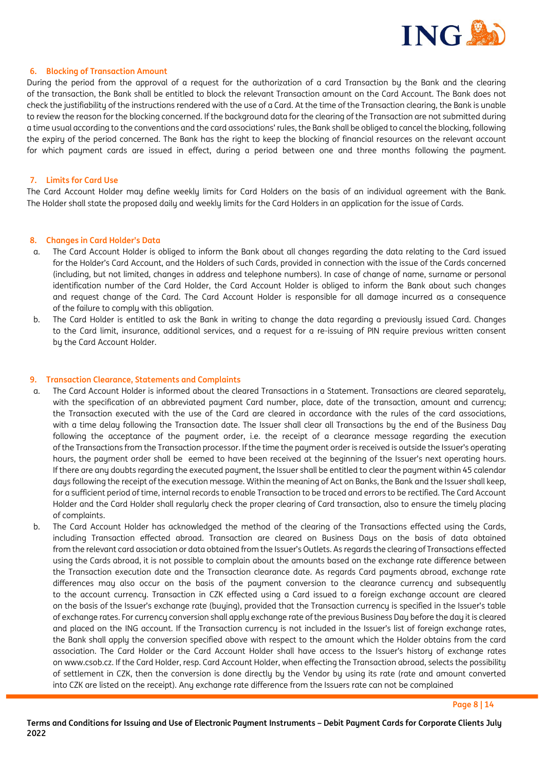## 6. Blocking of Transaction Amount

During the period from the approval of a request for the authorization of a card Transaction by the Bank and the clearing of the transaction, the Bank shall be entitled to block the relevant Transaction amount on the Card Account. The Bank does not check the justifiability of the instructions rendered with the use of a Card. At the time of the Transaction clearing, the Bank is unable to review the reason for the blocking concerned. If the background data for the clearing of the Transaction are not submitted during a time usual according to the conventions and the card associations' rules, the Bank shall be obliged to cancel the blocking, following the expiry of the period concerned. The Bank has the right to keep the blocking of financial resources on the relevant account for which payment cards are issued in effect, during a period between one and three months following the payment.

## 7. Limits for Card Use

The Card Account Holder may define weekly limits for Card Holders on the basis of an individual agreement with the Bank. The Holder shall state the proposed daily and weekly limits for the Card Holders in an application for the issue of Cards.

## 8. Changes in Card Holder's Data

a. The Card Account Holder is obliged to inform the Bank about all changes regarding the data relating to the Card issued for the Holder's Card Account, and the Holders of such Cards, provided in connection with the issue of the Cards concerned (including, but not limited, changes in address and telephone numbers). In case of change of name, surname or personal identification number of the Card Holder, the Card Account Holder is obliged to inform the Bank about such changes and request change of the Card. The Card Account Holder is responsible for all damage incurred as a consequence of the failure to comply with this obligation.

b. The Card Holder is entitled to ask the Bank in writing to change the data regarding a previously issued Card. Changes to the Card limit, insurance, additional services, and a request for a re-issuing of PIN require previous written consent by the Card Account Holder.

## 9. Transaction Clearance, Statements and Complaints

a. The Card Account Holder is informed about the cleared Transactions in a Statement. Transactions are cleared separately, with the specification of an abbreviated payment Card number, place, date of the transaction, amount and currency; the Transaction executed with the use of the Card are cleared in accordance with the rules of the card associations, with a time delay following the Transaction date. The Issuer shall clear all Transactions by the end of the Business Day following the acceptance of the payment order, i.e. the receipt of a clearance message regarding the execution of the Transactions from the Transaction processor. If the time the payment order is received is outside the Issuer's operating hours, the payment order shall be eemed to have been received at the beginning of the Issuer's next operating hours. If there are any doubts regarding the executed payment, the Issuer shall be entitled to clear the payment within 45 calendar days following the receipt of the execution message. Within the meaning of Act on Banks, the Bank and the Issuer shall keep, for a sufficient period of time, internal records to enable Transaction to be traced and errors to be rectified. The Card Account Holder and the Card Holder shall regularly check the proper clearing of Card transaction, also to ensure the timely placing of complaints.

b. The Card Account Holder has acknowledged the method of the clearing of the Transactions effected using the Cards, including Transaction effected abroad. Transaction are cleared on Business Days on the basis of data obtained from the relevant card association or data obtained from the Issuer's Outlets. As regards the clearing of Transactions effected using the Cards abroad, it is not possible to complain about the amounts based on the exchange rate difference between the Transaction execution date and the Transaction clearance date. As regards Card payments abroad, exchange rate differences may also occur on the basis of the payment conversion to the clearance currency and subsequently to the account currency. Transaction in CZK effected using a Card issued to a foreign exchange account are cleared on the basis of the Issuer's exchange rate (buying), provided that the Transaction currency is specified in the Issuer's table of exchange rates. For currency conversion shall apply exchange rate of the previous Business Day before the day it is cleared and placed on the ING account. If the Transaction currency is not included in the Issuer's list of foreign exchange rates, the Bank shall apply the conversion specified above with respect to the amount which the Holder obtains from the card association. The Card Holder or the Card Account Holder shall have access to the Issuer's history of exchange rates on www.csob.cz. If the Card Holder, resp. Card Account Holder, when effecting the Transaction abroad, selects the possibility of settlement in CZK, then the conversion is done directly by the Vendor by using its rate (rate and amount converted into CZK are listed on the receipt). Any exchange rate difference from the Issuers rate can not be complained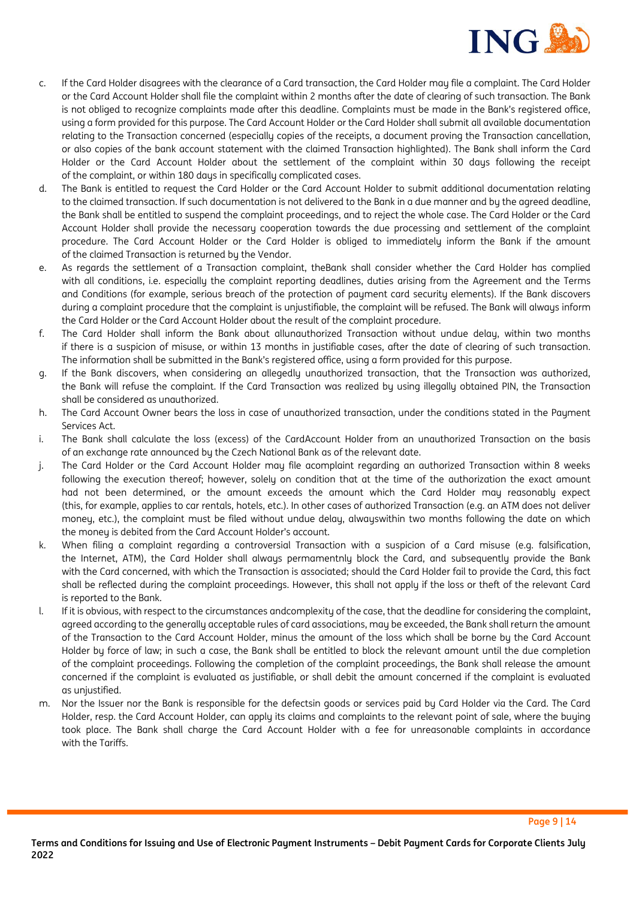c. If the Card Holder disagrees with the clearance of a Card transaction, the Card Holder may file a complaint. The Card Holder or the Card Account Holder shall file the complaint within 2 months after the date of clearing of such transaction. The Bank is not obliged to recognize complaints made after this deadline. Complaints must be made in the Bank's registered office, using a form provided for this purpose. The Card Account Holder or the Card Holder shall submit all available documentation relating to the Transaction concerned (especially copies of the receipts, a document proving the Transaction cancellation, or also copies of the bank account statement with the claimed Transaction highlighted). The Bank shall inform the Card Holder or the Card Account Holder about the settlement of the complaint within 30 days following the receipt of the complaint, or within 180 days in specifically complicated cases.

d. The Bank is entitled to request the Card Holder or the Card Account Holder to submit additional documentation relating to the claimed transaction. If such documentation is not delivered to the Bank in a due manner and by the agreed deadline, the Bank shall be entitled to suspend the complaint proceedings, and to reject the whole case. The Card Holder or the Card Account Holder shall provide the necessary cooperation towards the due processing and settlement of the complaint procedure. The Card Account Holder or the Card Holder is obliged to immediately inform the Bank if the amount of the claimed Transaction is returned by the Vendor.

e. As regards the settlement of a Transaction complaint, theBank shall consider whether the Card Holder has complied with all conditions, i.e. especially the complaint reporting deadlines, duties arising from the Agreement and the Terms and Conditions (for example, serious breach of the protection of payment card security elements). If the Bank discovers during a complaint procedure that the complaint is unjustifiable, the complaint will be refused. The Bank will always inform the Card Holder or the Card Account Holder about the result of the complaint procedure.

f. The Card Holder shall inform the Bank about allunauthorized Transaction without undue delay, within two months if there is a suspicion of misuse, or within 13 months in justifiable cases, after the date of clearing of such transaction. The information shall be submitted in the Bank's registered office, using a form provided for this purpose.

g. If the Bank discovers, when considering an allegedly unauthorized transaction, that the Transaction was authorized, the Bank will refuse the complaint. If the Card Transaction was realized by using illegally obtained PIN, the Transaction shall be considered as unauthorized.

h. The Card Account Owner bears the loss in case of unauthorized transaction, under the conditions stated in the Payment Services Act.

i. The Bank shall calculate the loss (excess) of the CardAccount Holder from an unauthorized Transaction on the basis of an exchange rate announced by the Czech National Bank as of the relevant date.

j. The Card Holder or the Card Account Holder may file acomplaint regarding an authorized Transaction within 8 weeks following the execution thereof; however, solely on condition that at the time of the authorization the exact amount had not been determined, or the amount exceeds the amount which the Card Holder may reasonably expect (this, for example, applies to car rentals, hotels, etc.). In other cases of authorized Transaction (e.g. an ATM does not deliver money, etc.), the complaint must be filed without undue delay, alwayswithin two months following the date on which the money is debited from the Card Account Holder's account.

k. When filing a complaint regarding a controversial Transaction with a suspicion of a Card misuse (e.g. falsification, the Internet, ATM), the Card Holder shall always permamentnly block the Card, and subsequently provide the Bank with the Card concerned, with which the Transaction is associated; should the Card Holder fail to provide the Card, this fact shall be reflected during the complaint proceedings. However, this shall not apply if the loss or theft of the relevant Card is reported to the Bank.

l. If it is obvious, with respect to the circumstances andcomplexity of the case, that the deadline for considering the complaint, agreed according to the generally acceptable rules of card associations, may be exceeded, the Bank shall return the amount of the Transaction to the Card Account Holder, minus the amount of the loss which shall be borne by the Card Account Holder by force of law; in such a case, the Bank shall be entitled to block the relevant amount until the due completion of the complaint proceedings. Following the completion of the complaint proceedings, the Bank shall release the amount concerned if the complaint is evaluated as justifiable, or shall debit the amount concerned if the complaint is evaluated as unjustified.

m. Nor the Issuer nor the Bank is responsible for the defectsin goods or services paid by Card Holder via the Card. The Card Holder, resp. the Card Account Holder, can apply its claims and complaints to the relevant point of sale, where the buying took place. The Bank shall charge the Card Account Holder with a fee for unreasonable complaints in accordance with the Tariffs.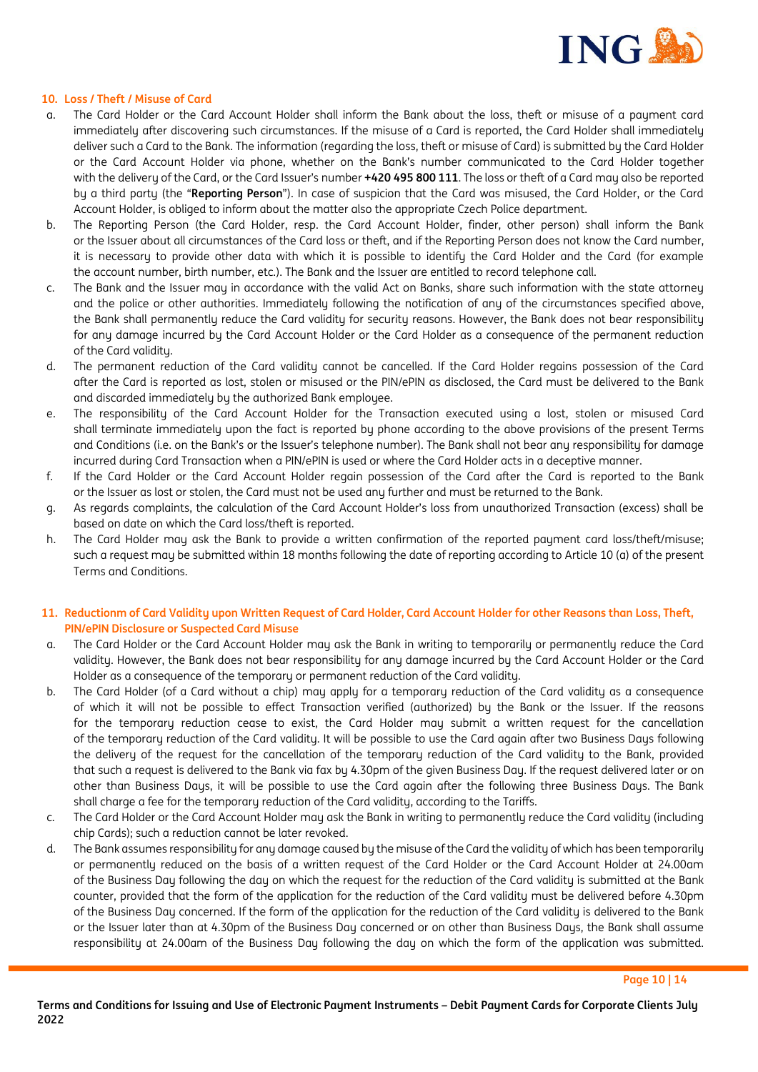## 10. Loss / Theft / Misuse of Card

a. The Card Holder or the Card Account Holder shall inform the Bank about the loss, theft or misuse of a payment card immediately after discovering such circumstances. If the misuse of a Card is reported, the Card Holder shall immediately deliver such a Card to the Bank. The information (regarding the loss, theft or misuse of Card) is submitted by the Card Holder or the Card Account Holder via phone, whether on the Bank's number communicated to the Card Holder together with the delivery of the Card, or the Card Issuer's number **+420 495 800 111**. The loss or theft of a Card may also be reported by a third party (the "**Reporting Person**"). In case of suspicion that the Card was misused, the Card Holder, or the Card Account Holder, is obliged to inform about the matter also the appropriate Czech Police department.

b. The Reporting Person (the Card Holder, resp. the Card Account Holder, finder, other person) shall inform the Bank or the Issuer about all circumstances of the Card loss or theft, and if the Reporting Person does not know the Card number, it is necessary to provide other data with which it is possible to identify the Card Holder and the Card (for example the account number, birth number, etc.). The Bank and the Issuer are entitled to record telephone call.

c. The Bank and the Issuer may in accordance with the valid Act on Banks, share such information with the state attorney and the police or other authorities. Immediately following the notification of any of the circumstances specified above, the Bank shall permanently reduce the Card validity for security reasons. However, the Bank does not bear responsibility for any damage incurred by the Card Account Holder or the Card Holder as a consequence of the permanent reduction of the Card validity.

d. The permanent reduction of the Card validity cannot be cancelled. If the Card Holder regains possession of the Card after the Card is reported as lost, stolen or misused or the PIN/ePIN as disclosed, the Card must be delivered to the Bank and discarded immediately by the authorized Bank employee.

e. The responsibility of the Card Account Holder for the Transaction executed using a lost, stolen or misused Card shall terminate immediately upon the fact is reported by phone according to the above provisions of the present Terms and Conditions (i.e. on the Bank's or the Issuer's telephone number). The Bank shall not bear any responsibility for damage incurred during Card Transaction when a PIN/ePIN is used or where the Card Holder acts in a deceptive manner.

f. If the Card Holder or the Card Account Holder regain possession of the Card after the Card is reported to the Bank or the Issuer as lost or stolen, the Card must not be used any further and must be returned to the Bank.

g. As regards complaints, the calculation of the Card Account Holder's loss from unauthorized Transaction (excess) shall be based on date on which the Card loss/theft is reported.

h. The Card Holder may ask the Bank to provide a written confirmation of the reported payment card loss/theft/misuse; such a request may be submitted within 18 months following the date of reporting according to Article 10 (a) of the present Terms and Conditions.

## 11. Reductionm of Card Validity upon Written Request of Card Holder, Card Account Holder for other Reasons than Loss, Theft, PIN/ePIN Disclosure or Suspected Card Misuse

a. The Card Holder or the Card Account Holder may ask the Bank in writing to temporarily or permanently reduce the Card validity. However, the Bank does not bear responsibility for any damage incurred by the Card Account Holder or the Card Holder as a consequence of the temporary or permanent reduction of the Card validity.

b. The Card Holder (of a Card without a chip) may apply for a temporary reduction of the Card validity as a consequence of which it will not be possible to effect Transaction verified (authorized) by the Bank or the Issuer. If the reasons for the temporary reduction cease to exist, the Card Holder may submit a written request for the cancellation of the temporary reduction of the Card validity. It will be possible to use the Card again after two Business Days following the delivery of the request for the cancellation of the temporary reduction of the Card validity to the Bank, provided that such a request is delivered to the Bank via fax by 4.30pm of the given Business Day. If the request delivered later or on other than Business Days, it will be possible to use the Card again after the following three Business Days. The Bank shall charge a fee for the temporary reduction of the Card validity, according to the Tariffs.

c. The Card Holder or the Card Account Holder may ask the Bank in writing to permanently reduce the Card validity (including chip Cards); such a reduction cannot be later revoked.

d. The Bank assumes responsibility for any damage caused by the misuse of the Card the validity of which has been temporarily or permanently reduced on the basis of a written request of the Card Holder or the Card Account Holder at 24.00am of the Business Day following the day on which the request for the reduction of the Card validity is submitted at the Bank counter, provided that the form of the application for the reduction of the Card validity must be delivered before 4.30pm of the Business Day concerned. If the form of the application for the reduction of the Card validity is delivered to the Bank or the Issuer later than at 4.30pm of the Business Day concerned or on other than Business Days, the Bank shall assume responsibility at 24.00am of the Business Day following the day on which the form of the application was submitted.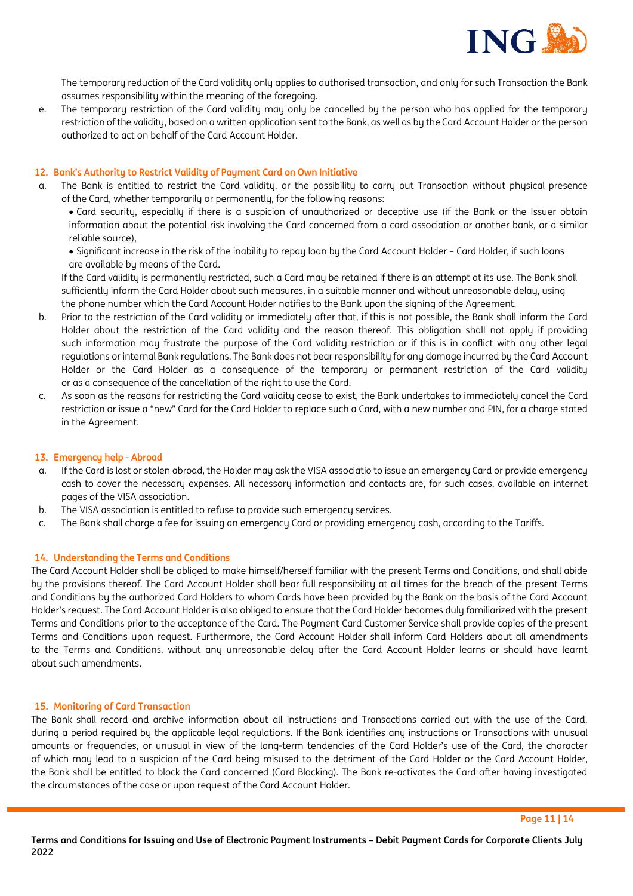The temporary reduction of the Card validity only applies to authorised transaction, and only for such Transaction the Bank assumes responsibility within the meaning of the foregoing.

e. The temporary restriction of the Card validity may only be cancelled by the person who has applied for the temporary restriction of the validity, based on a written application sent to the Bank, as well as by the Card Account Holder or the person authorized to act on behalf of the Card Account Holder.

## 12. Bank's Authority to Restrict Validity of Payment Card on Own Initiative

a. The Bank is entitled to restrict the Card validity, or the possibility to carry out Transaction without physical presence of the Card, whether temporarily or permanently, for the following reasons:
   - Card security, especially if there is a suspicion of unauthorized or deceptive use (if the Bank or the Issuer obtain information about the potential risk involving the Card concerned from a card association or another bank, or a similar reliable source),
   - Significant increase in the risk of the inability to repay loan by the Card Account Holder – Card Holder, if such loans are available by means of the Card.

   If the Card validity is permanently restricted, such a Card may be retained if there is an attempt at its use. The Bank shall sufficiently inform the Card Holder about such measures, in a suitable manner and without unreasonable delay, using the phone number which the Card Account Holder notifies to the Bank upon the signing of the Agreement.

b. Prior to the restriction of the Card validity or immediately after that, if this is not possible, the Bank shall inform the Card Holder about the restriction of the Card validity and the reason thereof. This obligation shall not apply if providing such information may frustrate the purpose of the Card validity restriction or if this is in conflict with any other legal regulations or internal Bank regulations. The Bank does not bear responsibility for any damage incurred by the Card Account Holder or the Card Holder as a consequence of the temporary or permanent restriction of the Card validity or as a consequence of the cancellation of the right to use the Card.

c. As soon as the reasons for restricting the Card validity cease to exist, the Bank undertakes to immediately cancel the Card restriction or issue a "new" Card for the Card Holder to replace such a Card, with a new number and PIN, for a charge stated in the Agreement.

## 13. Emergency help - Abroad

a. If the Card is lost or stolen abroad, the Holder may ask the VISA associatio to issue an emergency Card or provide emergency cash to cover the necessary expenses. All necessary information and contacts are, for such cases, available on internet pages of the VISA association.

b. The VISA association is entitled to refuse to provide such emergency services.

c. The Bank shall charge a fee for issuing an emergency Card or providing emergency cash, according to the Tariffs.

## 14. Understanding the Terms and Conditions

The Card Account Holder shall be obliged to make himself/herself familiar with the present Terms and Conditions, and shall abide by the provisions thereof. The Card Account Holder shall bear full responsibility at all times for the breach of the present Terms and Conditions by the authorized Card Holders to whom Cards have been provided by the Bank on the basis of the Card Account Holder's request. The Card Account Holder is also obliged to ensure that the Card Holder becomes duly familiarized with the present Terms and Conditions prior to the acceptance of the Card. The Payment Card Customer Service shall provide copies of the present Terms and Conditions upon request. Furthermore, the Card Account Holder shall inform Card Holders about all amendments to the Terms and Conditions, without any unreasonable delay after the Card Account Holder learns or should have learnt about such amendments.

## 15. Monitoring of Card Transaction

The Bank shall record and archive information about all instructions and Transactions carried out with the use of the Card, during a period required by the applicable legal regulations. If the Bank identifies any instructions or Transactions with unusual amounts or frequencies, or unusual in view of the long-term tendencies of the Card Holder's use of the Card, the character of which may lead to a suspicion of the Card being misused to the detriment of the Card Holder or the Card Account Holder, the Bank shall be entitled to block the Card concerned (Card Blocking). The Bank re-activates the Card after having investigated the circumstances of the case or upon request of the Card Account Holder.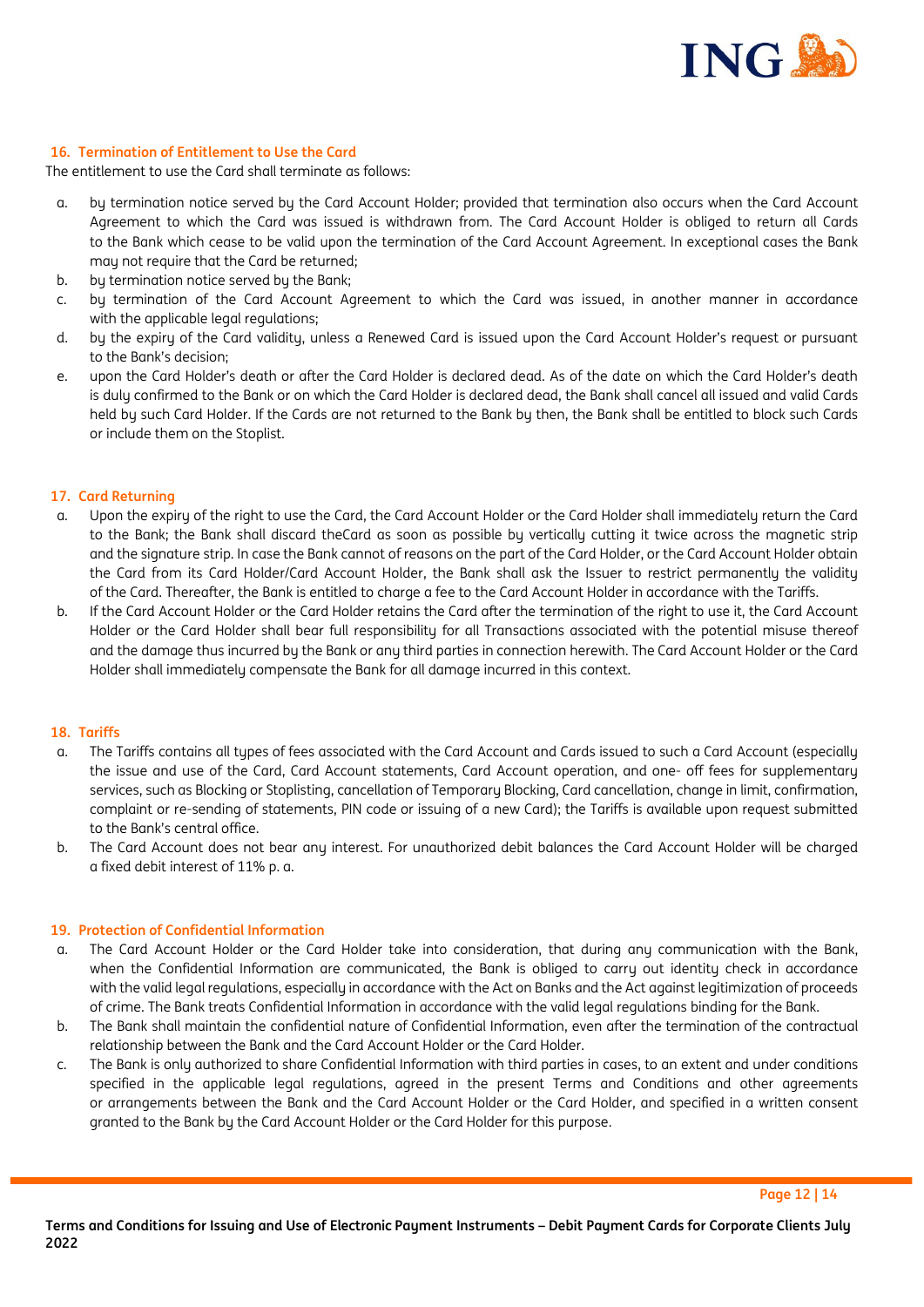## 16. Termination of Entitlement to Use the Card

The entitlement to use the Card shall terminate as follows:

a. by termination notice served by the Card Account Holder; provided that termination also occurs when the Card Account Agreement to which the Card was issued is withdrawn from. The Card Account Holder is obliged to return all Cards to the Bank which cease to be valid upon the termination of the Card Account Agreement. In exceptional cases the Bank may not require that the Card be returned;
b. by termination notice served by the Bank;
c. by termination of the Card Account Agreement to which the Card was issued, in another manner in accordance with the applicable legal regulations;
d. by the expiry of the Card validity, unless a Renewed Card is issued upon the Card Account Holder's request or pursuant to the Bank's decision;
e. upon the Card Holder's death or after the Card Holder is declared dead. As of the date on which the Card Holder's death is duly confirmed to the Bank or on which the Card Holder is declared dead, the Bank shall cancel all issued and valid Cards held by such Card Holder. If the Cards are not returned to the Bank by then, the Bank shall be entitled to block such Cards or include them on the Stoplist.

## 17. Card Returning

a. Upon the expiry of the right to use the Card, the Card Account Holder or the Card Holder shall immediately return the Card to the Bank; the Bank shall discard theCard as soon as possible by vertically cutting it twice across the magnetic strip and the signature strip. In case the Bank cannot of reasons on the part of the Card Holder, or the Card Account Holder obtain the Card from its Card Holder/Card Account Holder, the Bank shall ask the Issuer to restrict permanently the validity of the Card. Thereafter, the Bank is entitled to charge a fee to the Card Account Holder in accordance with the Tariffs.
b. If the Card Account Holder or the Card Holder retains the Card after the termination of the right to use it, the Card Account Holder or the Card Holder shall bear full responsibility for all Transactions associated with the potential misuse thereof and the damage thus incurred by the Bank or any third parties in connection herewith. The Card Account Holder or the Card Holder shall immediately compensate the Bank for all damage incurred in this context.

## 18. Tariffs

a. The Tariffs contains all types of fees associated with the Card Account and Cards issued to such a Card Account (especially the issue and use of the Card, Card Account statements, Card Account operation, and one- off fees for supplementary services, such as Blocking or Stoplisting, cancellation of Temporary Blocking, Card cancellation, change in limit, confirmation, complaint or re-sending of statements, PIN code or issuing of a new Card); the Tariffs is available upon request submitted to the Bank's central office.
b. The Card Account does not bear any interest. For unauthorized debit balances the Card Account Holder will be charged a fixed debit interest of 11% p. a.

## 19. Protection of Confidential Information

a. The Card Account Holder or the Card Holder take into consideration, that during any communication with the Bank, when the Confidential Information are communicated, the Bank is obliged to carry out identity check in accordance with the valid legal regulations, especially in accordance with the Act on Banks and the Act against legitimization of proceeds of crime. The Bank treats Confidential Information in accordance with the valid legal regulations binding for the Bank.
b. The Bank shall maintain the confidential nature of Confidential Information, even after the termination of the contractual relationship between the Bank and the Card Account Holder or the Card Holder.
c. The Bank is only authorized to share Confidential Information with third parties in cases, to an extent and under conditions specified in the applicable legal regulations, agreed in the present Terms and Conditions and other agreements or arrangements between the Bank and the Card Account Holder or the Card Holder, and specified in a written consent granted to the Bank by the Card Account Holder or the Card Holder for this purpose.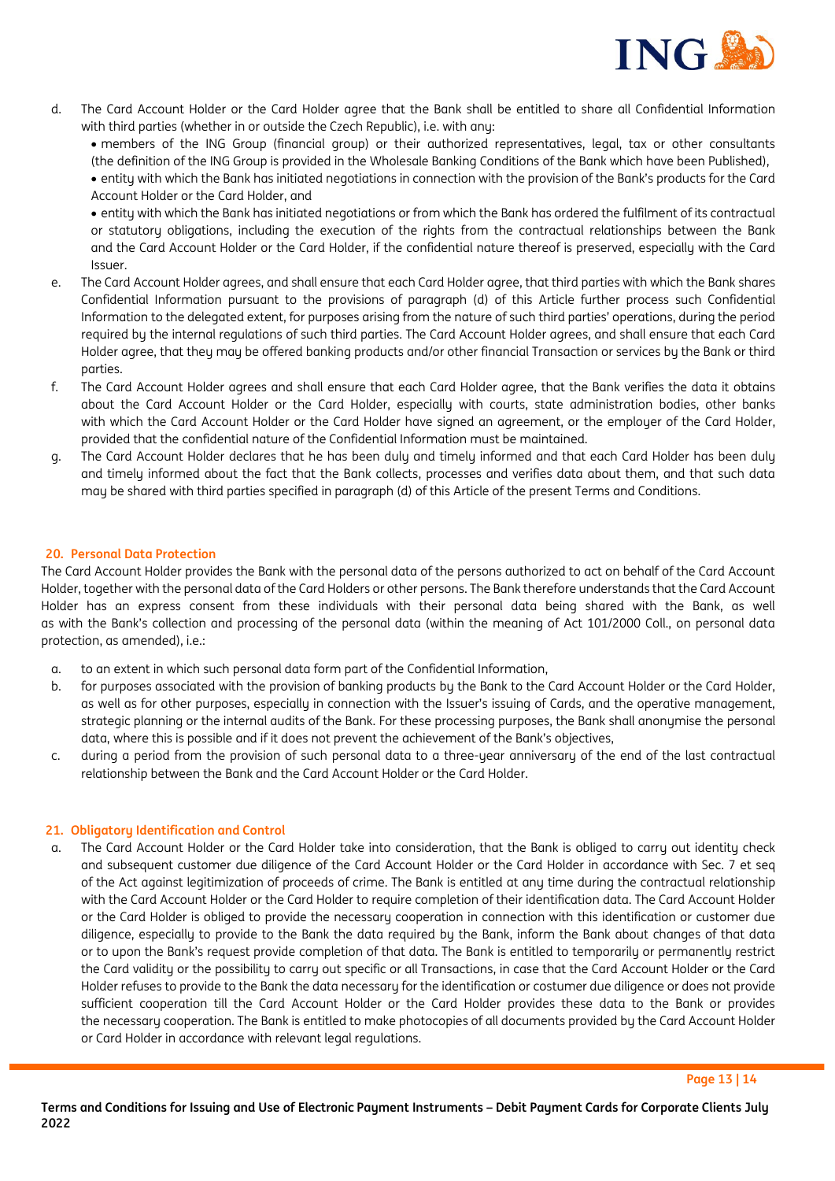d. The Card Account Holder or the Card Holder agree that the Bank shall be entitled to share all Confidential Information with third parties (whether in or outside the Czech Republic), i.e. with any:
   - members of the ING Group (financial group) or their authorized representatives, legal, tax or other consultants (the definition of the ING Group is provided in the Wholesale Banking Conditions of the Bank which have been Published),
   - entity with which the Bank has initiated negotiations in connection with the provision of the Bank's products for the Card Account Holder or the Card Holder, and
   - entity with which the Bank has initiated negotiations or from which the Bank has ordered the fulfilment of its contractual or statutory obligations, including the execution of the rights from the contractual relationships between the Bank and the Card Account Holder or the Card Holder, if the confidential nature thereof is preserved, especially with the Card Issuer.

e. The Card Account Holder agrees, and shall ensure that each Card Holder agree, that third parties with which the Bank shares Confidential Information pursuant to the provisions of paragraph (d) of this Article further process such Confidential Information to the delegated extent, for purposes arising from the nature of such third parties' operations, during the period required by the internal regulations of such third parties. The Card Account Holder agrees, and shall ensure that each Card Holder agree, that they may be offered banking products and/or other financial Transaction or services by the Bank or third parties.

f. The Card Account Holder agrees and shall ensure that each Card Holder agree, that the Bank verifies the data it obtains about the Card Account Holder or the Card Holder, especially with courts, state administration bodies, other banks with which the Card Account Holder or the Card Holder have signed an agreement, or the employer of the Card Holder, provided that the confidential nature of the Confidential Information must be maintained.

g. The Card Account Holder declares that he has been duly and timely informed and that each Card Holder has been duly and timely informed about the fact that the Bank collects, processes and verifies data about them, and that such data may be shared with third parties specified in paragraph (d) of this Article of the present Terms and Conditions.

## 20. Personal Data Protection

The Card Account Holder provides the Bank with the personal data of the persons authorized to act on behalf of the Card Account Holder, together with the personal data of the Card Holders or other persons. The Bank therefore understands that the Card Account Holder has an express consent from these individuals with their personal data being shared with the Bank, as well as with the Bank's collection and processing of the personal data (within the meaning of Act 101/2000 Coll., on personal data protection, as amended), i.e.:

a. to an extent in which such personal data form part of the Confidential Information,

b. for purposes associated with the provision of banking products by the Bank to the Card Account Holder or the Card Holder, as well as for other purposes, especially in connection with the Issuer's issuing of Cards, and the operative management, strategic planning or the internal audits of the Bank. For these processing purposes, the Bank shall anonymise the personal data, where this is possible and if it does not prevent the achievement of the Bank's objectives,

c. during a period from the provision of such personal data to a three-year anniversary of the end of the last contractual relationship between the Bank and the Card Account Holder or the Card Holder.

## 21. Obligatory Identification and Control

a. The Card Account Holder or the Card Holder take into consideration, that the Bank is obliged to carry out identity check and subsequent customer due diligence of the Card Account Holder or the Card Holder in accordance with Sec. 7 et seq of the Act against legitimization of proceeds of crime. The Bank is entitled at any time during the contractual relationship with the Card Account Holder or the Card Holder to require completion of their identification data. The Card Account Holder or the Card Holder is obliged to provide the necessary cooperation in connection with this identification or customer due diligence, especially to provide to the Bank the data required by the Bank, inform the Bank about changes of that data or to upon the Bank's request provide completion of that data. The Bank is entitled to temporarily or permanently restrict the Card validity or the possibility to carry out specific or all Transactions, in case that the Card Account Holder or the Card Holder refuses to provide to the Bank the data necessary for the identification or costumer due diligence or does not provide sufficient cooperation till the Card Account Holder or the Card Holder provides these data to the Bank or provides the necessary cooperation. The Bank is entitled to make photocopies of all documents provided by the Card Account Holder or Card Holder in accordance with relevant legal regulations.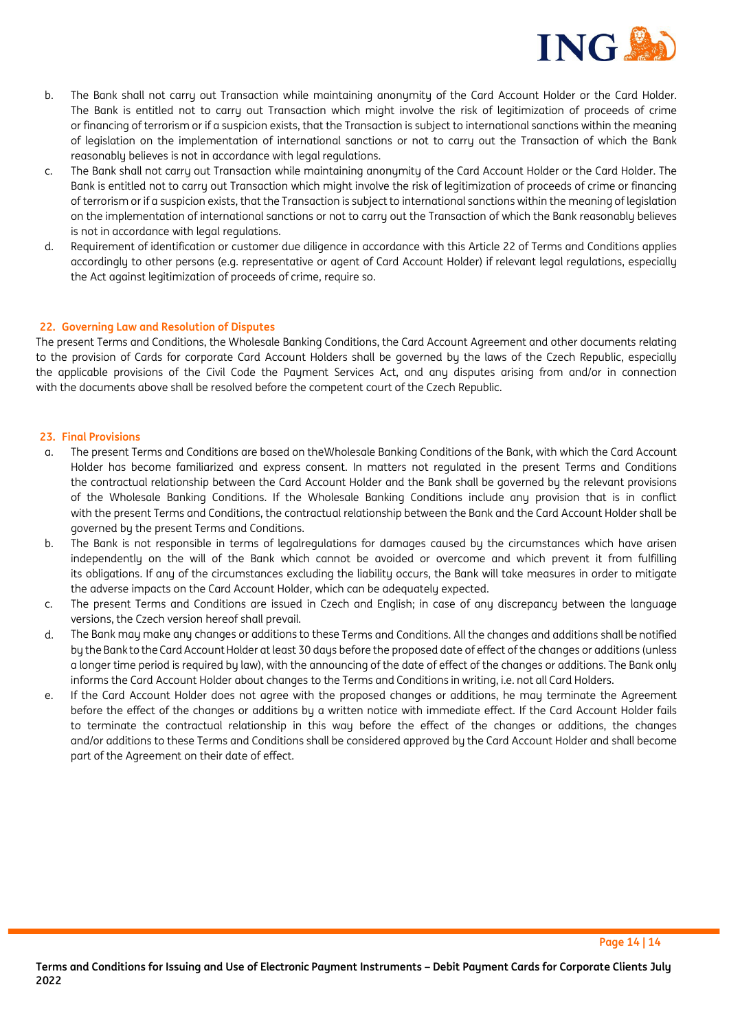b. The Bank shall not carry out Transaction while maintaining anonymity of the Card Account Holder or the Card Holder. The Bank is entitled not to carry out Transaction which might involve the risk of legitimization of proceeds of crime or financing of terrorism or if a suspicion exists, that the Transaction is subject to international sanctions within the meaning of legislation on the implementation of international sanctions or not to carry out the Transaction of which the Bank reasonably believes is not in accordance with legal regulations.
c. The Bank shall not carry out Transaction while maintaining anonymity of the Card Account Holder or the Card Holder. The Bank is entitled not to carry out Transaction which might involve the risk of legitimization of proceeds of crime or financing of terrorism or if a suspicion exists, that the Transaction is subject to international sanctions within the meaning of legislation on the implementation of international sanctions or not to carry out the Transaction of which the Bank reasonably believes is not in accordance with legal regulations.
d. Requirement of identification or customer due diligence in accordance with this Article 22 of Terms and Conditions applies accordingly to other persons (e.g. representative or agent of Card Account Holder) if relevant legal regulations, especially the Act against legitimization of proceeds of crime, require so.

## 22. Governing Law and Resolution of Disputes

The present Terms and Conditions, the Wholesale Banking Conditions, the Card Account Agreement and other documents relating to the provision of Cards for corporate Card Account Holders shall be governed by the laws of the Czech Republic, especially the applicable provisions of the Civil Code the Payment Services Act, and any disputes arising from and/or in connection with the documents above shall be resolved before the competent court of the Czech Republic.

## 23. Final Provisions

a. The present Terms and Conditions are based on theWholesale Banking Conditions of the Bank, with which the Card Account Holder has become familiarized and express consent. In matters not regulated in the present Terms and Conditions the contractual relationship between the Card Account Holder and the Bank shall be governed by the relevant provisions of the Wholesale Banking Conditions. If the Wholesale Banking Conditions include any provision that is in conflict with the present Terms and Conditions, the contractual relationship between the Bank and the Card Account Holder shall be governed by the present Terms and Conditions.
b. The Bank is not responsible in terms of legalregulations for damages caused by the circumstances which have arisen independently on the will of the Bank which cannot be avoided or overcome and which prevent it from fulfilling its obligations. If any of the circumstances excluding the liability occurs, the Bank will take measures in order to mitigate the adverse impacts on the Card Account Holder, which can be adequately expected.
c. The present Terms and Conditions are issued in Czech and English; in case of any discrepancy between the language versions, the Czech version hereof shall prevail.
d. The Bank may make any changes or additions to these Terms and Conditions. All the changes and additions shall be notified by the Bank to the Card Account Holder at least 30 days before the proposed date of effect of the changes or additions (unless a longer time period is required by law), with the announcing of the date of effect of the changes or additions. The Bank only informs the Card Account Holder about changes to the Terms and Conditions in writing, i.e. not all Card Holders.
e. If the Card Account Holder does not agree with the proposed changes or additions, he may terminate the Agreement before the effect of the changes or additions by a written notice with immediate effect. If the Card Account Holder fails to terminate the contractual relationship in this way before the effect of the changes or additions, the changes and/or additions to these Terms and Conditions shall be considered approved by the Card Account Holder and shall become part of the Agreement on their date of effect.